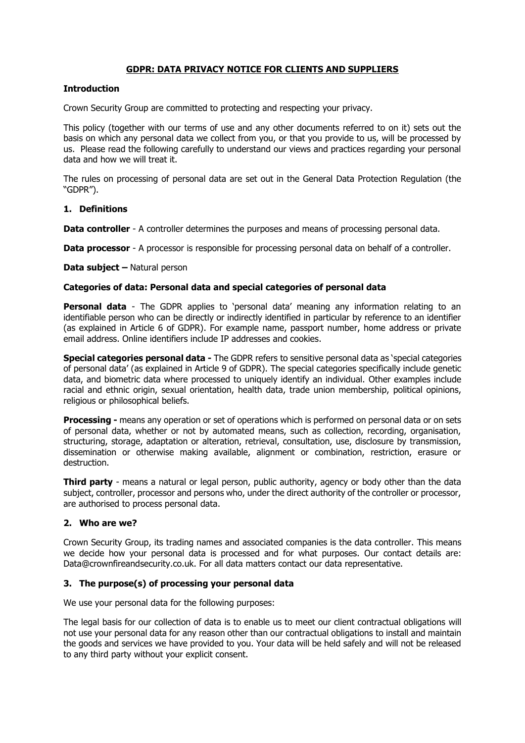# GDPR: DATA PRIVACY NOTICE FOR CLIENTS AND SUPPLIERS

## Introduction

Crown Security Group are committed to protecting and respecting your privacy.

This policy (together with our terms of use and any other documents referred to on it) sets out the basis on which any personal data we collect from you, or that you provide to us, will be processed by us. Please read the following carefully to understand our views and practices regarding your personal data and how we will treat it.

The rules on processing of personal data are set out in the General Data Protection Regulation (the "GDPR").

## 1. Definitions

**Data controller** - A controller determines the purposes and means of processing personal data.

**Data processor** - A processor is responsible for processing personal data on behalf of a controller.

**Data subject –** Natural person

### Categories of data: Personal data and special categories of personal data

**Personal data** - The GDPR applies to 'personal data' meaning any information relating to an identifiable person who can be directly or indirectly identified in particular by reference to an identifier (as explained in Article 6 of GDPR). For example name, passport number, home address or private email address. Online identifiers include IP addresses and cookies.

**Special categories personal data -** The GDPR refers to sensitive personal data as 'special categories of personal data' (as explained in Article 9 of GDPR). The special categories specifically include genetic data, and biometric data where processed to uniquely identify an individual. Other examples include racial and ethnic origin, sexual orientation, health data, trade union membership, political opinions, religious or philosophical beliefs.

**Processing -** means any operation or set of operations which is performed on personal data or on sets of personal data, whether or not by automated means, such as collection, recording, organisation, structuring, storage, adaptation or alteration, retrieval, consultation, use, disclosure by transmission, dissemination or otherwise making available, alignment or combination, restriction, erasure or destruction.

**Third party** - means a natural or legal person, public authority, agency or body other than the data subject, controller, processor and persons who, under the direct authority of the controller or processor, are authorised to process personal data.

## 2. Who are we?

Crown Security Group, its trading names and associated companies is the data controller. This means we decide how your personal data is processed and for what purposes. Our contact details are: Data@crownfireandsecurity.co.uk. For all data matters contact our data representative.

## 3. The purpose(s) of processing your personal data

We use your personal data for the following purposes:

The legal basis for our collection of data is to enable us to meet our client contractual obligations will not use your personal data for any reason other than our contractual obligations to install and maintain the goods and services we have provided to you. Your data will be held safely and will not be released to any third party without your explicit consent.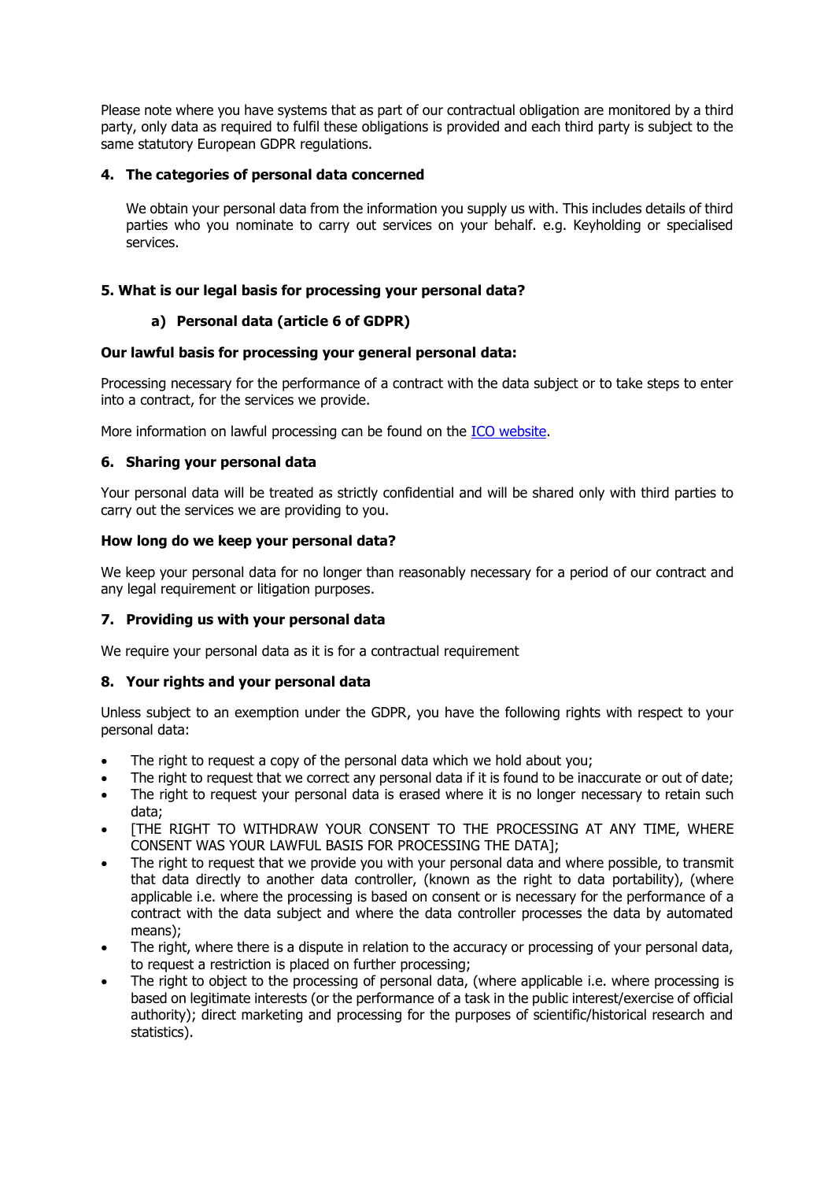Please note where you have systems that as part of our contractual obligation are monitored by a third party, only data as required to fulfil these obligations is provided and each third party is subject to the same statutory European GDPR regulations.

## 4. The categories of personal data concerned

We obtain your personal data from the information you supply us with. This includes details of third parties who you nominate to carry out services on your behalf. e.g. Keyholding or specialised services.

## 5. What is our legal basis for processing your personal data?

### a) Personal data (article 6 of GDPR)

**Our lawful basis for processing your general personal data:**

Processing necessary for the performance of a contract with the data subject or to take steps to enter into a contract, for the services we provide.

More information on lawful processing can be found on the ICO website.

## 6. Sharing your personal data

Your personal data will be treated as strictly confidential and will be shared only with third parties to carry out the services we are providing to you.

**How long do we keep your personal data?**

We keep your personal data for no longer than reasonably necessary for a period of our contract and any legal requirement or litigation purposes.

## 7. Providing us with your personal data

We require your personal data as it is for a contractual requirement

## 8. Your rights and your personal data

Unless subject to an exemption under the GDPR, you have the following rights with respect to your personal data:

- The right to request a copy of the personal data which we hold about you;
- The right to request that we correct any personal data if it is found to be inaccurate or out of date;
- The right to request your personal data is erased where it is no longer necessary to retain such data;
- [THE RIGHT TO WITHDRAW YOUR CONSENT TO THE PROCESSING AT ANY TIME, WHERE CONSENT WAS YOUR LAWFUL BASIS FOR PROCESSING THE DATA];
- The right to request that we provide you with your personal data and where possible, to transmit that data directly to another data controller, (known as the right to data portability), (where applicable i.e. where the processing is based on consent or is necessary for the performance of a contract with the data subject and where the data controller processes the data by automated means);
- The right, where there is a dispute in relation to the accuracy or processing of your personal data, to request a restriction is placed on further processing;
- The right to object to the processing of personal data, (where applicable i.e. where processing is based on legitimate interests (or the performance of a task in the public interest/exercise of official authority); direct marketing and processing for the purposes of scientific/historical research and statistics).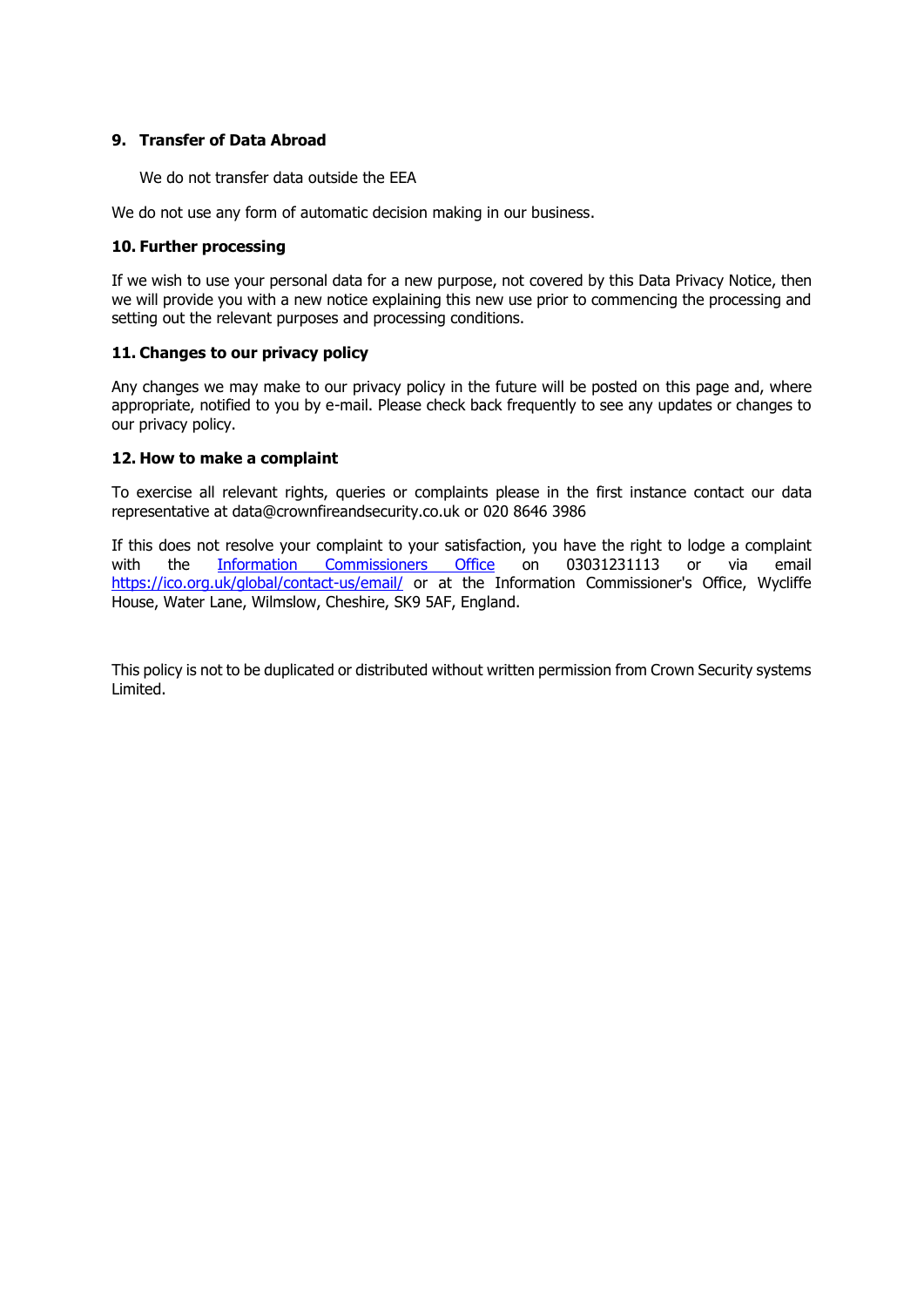### 9. Transfer of Data Abroad

We do not transfer data outside the EEA

We do not use any form of automatic decision making in our business.

### 10. Further processing

If we wish to use your personal data for a new purpose, not covered by this Data Privacy Notice, then we will provide you with a new notice explaining this new use prior to commencing the processing and setting out the relevant purposes and processing conditions.

### 11. Changes to our privacy policy

Any changes we may make to our privacy policy in the future will be posted on this page and, where appropriate, notified to you by e-mail. Please check back frequently to see any updates or changes to our privacy policy.

### 12. How to make a complaint

To exercise all relevant rights, queries or complaints please in the first instance contact our data representative at data@crownfireandsecurity.co.uk or 020 8646 3986

If this does not resolve your complaint to your satisfaction, you have the right to lodge a complaint with the [Information Commissioners Office](https://ico.org.uk) on 03031231113 or via email [https://ico.org.uk/global/contact-us/email/](https://ico.org.uk/global/contact-us/email/) or at the Information Commissioner's Office, Wycliffe House, Water Lane, Wilmslow, Cheshire, SK9 5AF, England.

This policy is not to be duplicated or distributed without written permission from Crown Security systems Limited.